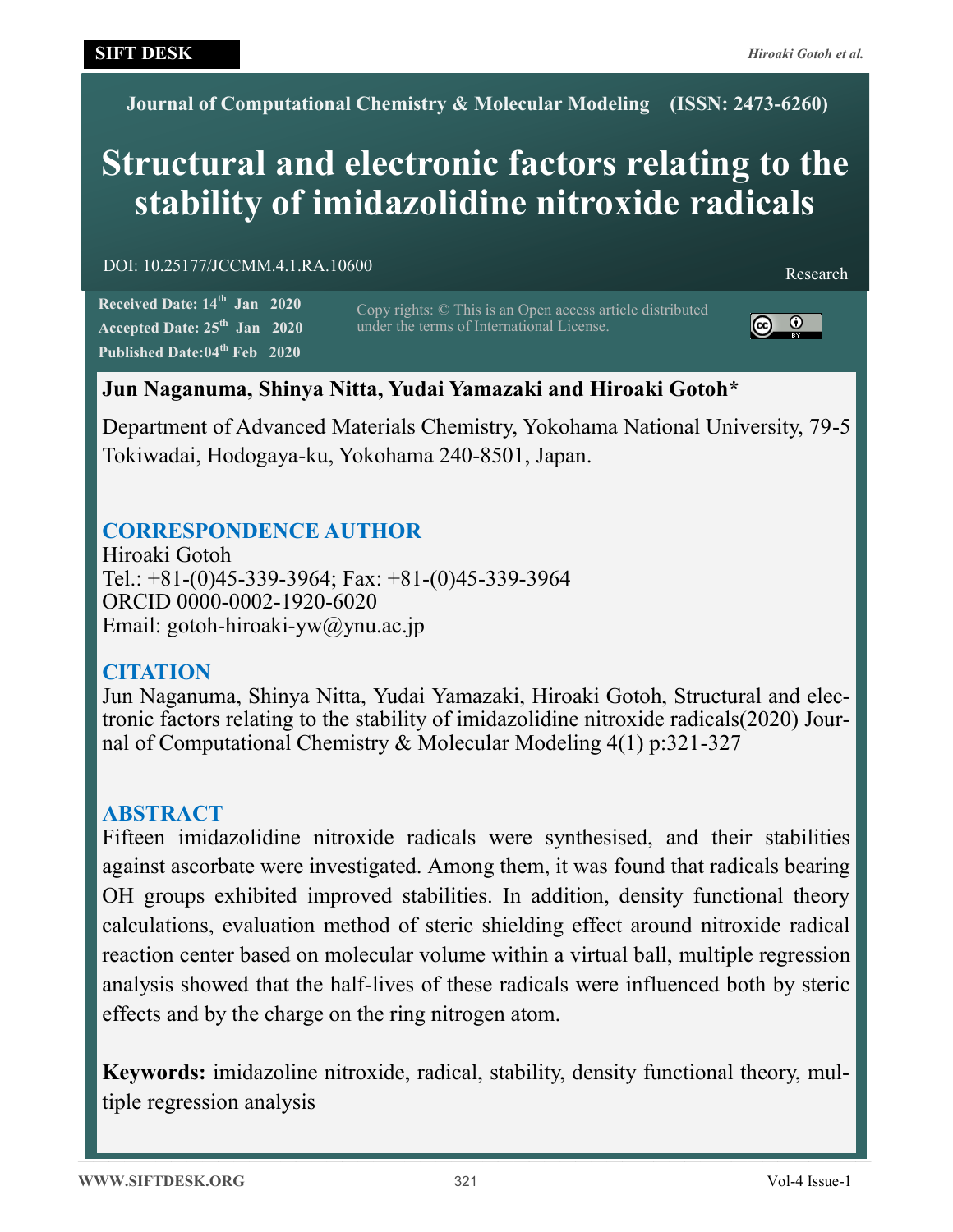Journal of Computational Chemistry & Molecular Modeling (ISSN: 2473-6260)

# Structural and electronic factors relating to the stability of imidazolidine nitroxide radicals

DOI: 10.25177/JCCMM.4.1.RA.10600

Research

**Received Date: 14th Jan 2020**
**Accepted Date: 25th Jan 2020**
**Published Date: 04th Feb 2020**

Copy rights: © This is an Open access article distributed under the terms of International License.

**Jun Naganuma, Shinya Nitta, Yudai Yamazaki and Hiroaki Gotoh***

Department of Advanced Materials Chemistry, Yokohama National University, 79-5 Tokiwadai, Hodogaya-ku, Yokohama 240-8501, Japan.

## CORRESPONDENCE AUTHOR

Hiroaki Gotoh
Tel.: +81-(0)45-339-3964; Fax: +81-(0)45-339-3964
ORCID 0000-0002-1920-6020
Email: gotoh-hiroaki-yw@ynu.ac.jp

## CITATION

Jun Naganuma, Shinya Nitta, Yudai Yamazaki, Hiroaki Gotoh, Structural and electronic factors relating to the stability of imidazolidine nitroxide radicals(2020) Journal of Computational Chemistry & Molecular Modeling 4(1) p:321-327

## ABSTRACT

Fifteen imidazolidine nitroxide radicals were synthesised, and their stabilities against ascorbate were investigated. Among them, it was found that radicals bearing OH groups exhibited improved stabilities. In addition, density functional theory calculations, evaluation method of steric shielding effect around nitroxide radical reaction center based on molecular volume within a virtual ball, multiple regression analysis showed that the half-lives of these radicals were influenced both by steric effects and by the charge on the ring nitrogen atom.

**Keywords:** imidazoline nitroxide, radical, stability, density functional theory, multiple regression analysis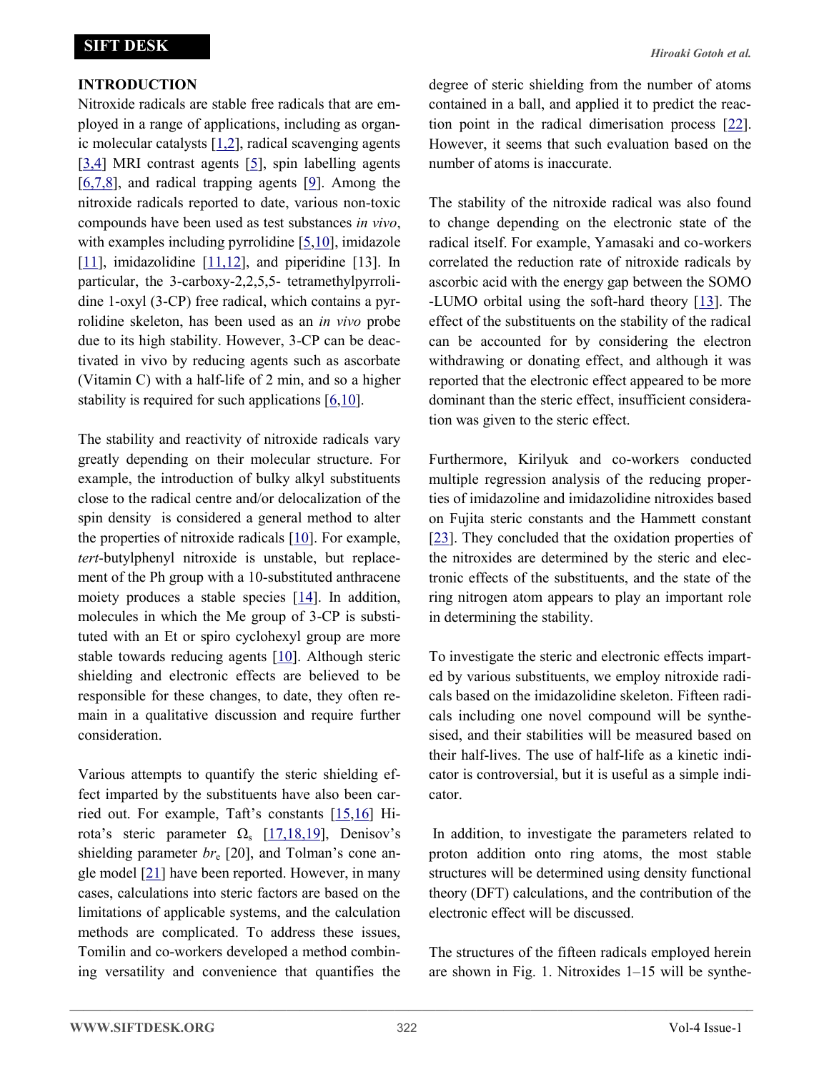## INTRODUCTION

Nitroxide radicals are stable free radicals that are employed in a range of applications, including as organic molecular catalysts [1,2], radical scavenging agents [3,4] MRI contrast agents [5], spin labelling agents [6,7,8], and radical trapping agents [9]. Among the nitroxide radicals reported to date, various non-toxic compounds have been used as test substances *in vivo*, with examples including pyrrolidine [5,10], imidazole [11], imidazolidine [11,12], and piperidine [13]. In particular, the 3-carboxy-2,2,5,5- tetramethylpyrrolidine 1-oxyl (3-CP) free radical, which contains a pyrrolidine skeleton, has been used as an *in vivo* probe due to its high stability. However, 3-CP can be deactivated in vivo by reducing agents such as ascorbate (Vitamin C) with a half-life of 2 min, and so a higher stability is required for such applications [6,10].

The stability and reactivity of nitroxide radicals vary greatly depending on their molecular structure. For example, the introduction of bulky alkyl substituents close to the radical centre and/or delocalization of the spin density is considered a general method to alter the properties of nitroxide radicals [10]. For example, *tert*-butylphenyl nitroxide is unstable, but replacement of the Ph group with a 10-substituted anthracene moiety produces a stable species [14]. In addition, molecules in which the Me group of 3-CP is substituted with an Et or spiro cyclohexyl group are more stable towards reducing agents [10]. Although steric shielding and electronic effects are believed to be responsible for these changes, to date, they often remain in a qualitative discussion and require further consideration.

Various attempts to quantify the steric shielding effect imparted by the substituents have also been carried out. For example, Taft's constants [15,16] Hirota's steric parameter $\Omega_s$ [17,18,19], Denisov's shielding parameter $br_e$ [20], and Tolman's cone angle model [21] have been reported. However, in many cases, calculations into steric factors are based on the limitations of applicable systems, and the calculation methods are complicated. To address these issues, Tomilin and co-workers developed a method combining versatility and convenience that quantifies the degree of steric shielding from the number of atoms contained in a ball, and applied it to predict the reaction point in the radical dimerisation process [22]. However, it seems that such evaluation based on the number of atoms is inaccurate.

The stability of the nitroxide radical was also found to change depending on the electronic state of the radical itself. For example, Yamasaki and co-workers correlated the reduction rate of nitroxide radicals by ascorbic acid with the energy gap between the SOMO-LUMO orbital using the soft-hard theory [13]. The effect of the substituents on the stability of the radical can be accounted for by considering the electron withdrawing or donating effect, and although it was reported that the electronic effect appeared to be more dominant than the steric effect, insufficient consideration was given to the steric effect.

Furthermore, Kirilyuk and co-workers conducted multiple regression analysis of the reducing properties of imidazoline and imidazolidine nitroxides based on Fujita steric constants and the Hammett constant [23]. They concluded that the oxidation properties of the nitroxides are determined by the steric and electronic effects of the substituents, and the state of the ring nitrogen atom appears to play an important role in determining the stability.

To investigate the steric and electronic effects imparted by various substituents, we employ nitroxide radicals based on the imidazolidine skeleton. Fifteen radicals including one novel compound will be synthesised, and their stabilities will be measured based on their half-lives. The use of half-life as a kinetic indicator is controversial, but it is useful as a simple indicator.

In addition, to investigate the parameters related to proton addition onto ring atoms, the most stable structures will be determined using density functional theory (DFT) calculations, and the contribution of the electronic effect will be discussed.

The structures of the fifteen radicals employed herein are shown in Fig. 1. Nitroxides 1–15 will be synthe-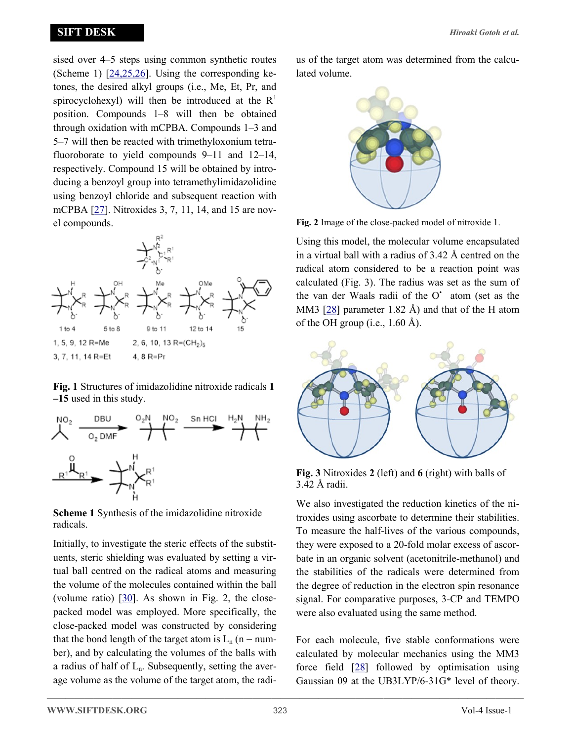sised over 4–5 steps using common synthetic routes (Scheme 1) [24,25,26]. Using the corresponding ketones, the desired alkyl groups (i.e., Me, Et, Pr, and spirocyclohexyl) will then be introduced at the $R^1$ position. Compounds 1–8 will then be obtained through oxidation with mCPBA. Compounds 1–3 and 5–7 will then be reacted with trimethyloxonium tetrafluoroborate to yield compounds 9–11 and 12–14, respectively. Compound 15 will be obtained by introducing a benzoyl group into tetramethylimidazolidine using benzoyl chloride and subsequent reaction with mCPBA [27]. Nitroxides 3, 7, 11, 14, and 15 are novel compounds.

**Fig. 1** Structures of imidazolidine nitroxide radicals **1–15** used in this study.

**Scheme 1** Synthesis of the imidazolidine nitroxide radicals.

Initially, to investigate the steric effects of the substituents, steric shielding was evaluated by setting a virtual ball centred on the radical atoms and measuring the volume of the molecules contained within the ball (volume ratio) [30]. As shown in Fig. 2, the close-packed model was employed. More specifically, the close-packed model was constructed by considering that the bond length of the target atom is $L_n$ (n = number), and by calculating the volumes of the balls with a radius of half of $L_n$. Subsequently, setting the average volume as the volume of the target atom, the radius of the target atom was determined from the calculated volume.

**Fig. 2** Image of the close-packed model of nitroxide 1.

Using this model, the molecular volume encapsulated in a virtual ball with a radius of 3.42 Å centred on the radical atom considered to be a reaction point was calculated (Fig. 3). The radius was set as the sum of the van der Waals radii of the O• atom (set as the MM3 [28] parameter 1.82 Å) and that of the H atom of the OH group (i.e., 1.60 Å).

**Fig. 3** Nitroxides **2** (left) and **6** (right) with balls of 3.42 Å radii.

We also investigated the reduction kinetics of the nitroxides using ascorbate to determine their stabilities. To measure the half-lives of the various compounds, they were exposed to a 20-fold molar excess of ascorbate in an organic solvent (acetonitrile-methanol) and the stabilities of the radicals were determined from the degree of reduction in the electron spin resonance signal. For comparative purposes, 3-CP and TEMPO were also evaluated using the same method.

For each molecule, five stable conformations were calculated by molecular mechanics using the MM3 force field [28] followed by optimisation using Gaussian 09 at the UB3LYP/6-31G* level of theory.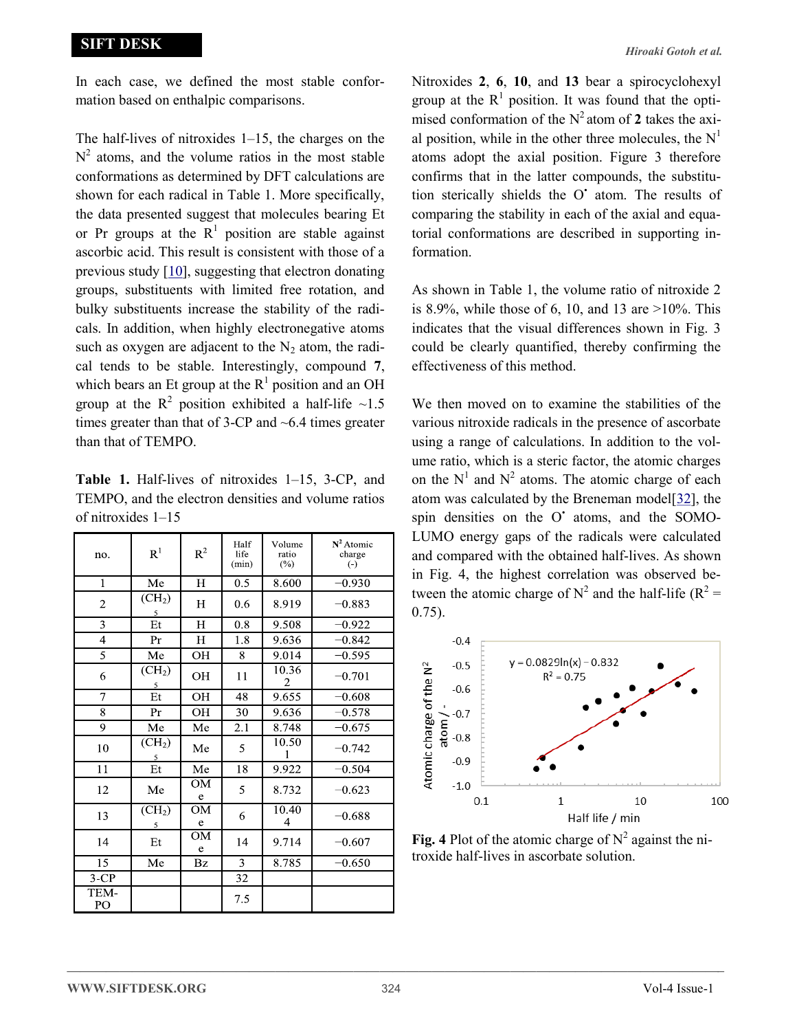In each case, we defined the most stable conformation based on enthalpic comparisons.

The half-lives of nitroxides 1–15, the charges on the $N^2$ atoms, and the volume ratios in the most stable conformations as determined by DFT calculations are shown for each radical in Table 1. More specifically, the data presented suggest that molecules bearing Et or Pr groups at the $R^1$ position are stable against ascorbic acid. This result is consistent with those of a previous study [10], suggesting that electron donating groups, substituents with limited free rotation, and bulky substituents increase the stability of the radicals. In addition, when highly electronegative atoms such as oxygen are adjacent to the $N_2$ atom, the radical tends to be stable. Interestingly, compound **7**, which bears an Et group at the $R^1$ position and an OH group at the $R^2$ position exhibited a half-life ~1.5 times greater than that of 3-CP and ~6.4 times greater than that of TEMPO.

**Table 1.** Half-lives of nitroxides 1–15, 3-CP, and TEMPO, and the electron densities and volume ratios of nitroxides 1–15

| no. | $R^1$ | $R^2$ | Half life (min) | Volume ratio (%) | $N^2$ Atomic charge (-) |
|---|---|---|---|---|---|
| 1 | Me | H | 0.5 | 8.600 | −0.930 |
| 2 | $(CH_2)_5$ | H | 0.6 | 8.919 | −0.883 |
| 3 | Et | H | 0.8 | 9.508 | −0.922 |
| 4 | Pr | H | 1.8 | 9.636 | −0.842 |
| 5 | Me | OH | 8 | 9.014 | −0.595 |
| 6 | $(CH_2)_5$ | OH | 11 | 10.362 | −0.701 |
| 7 | Et | OH | 48 | 9.655 | −0.608 |
| 8 | Pr | OH | 30 | 9.636 | −0.578 |
| 9 | Me | Me | 2.1 | 8.748 | −0.675 |
| 10 | $(CH_2)_5$ | Me | 5 | 10.501 | −0.742 |
| 11 | Et | Me | 18 | 9.922 | −0.504 |
| 12 | Me | OMe | 5 | 8.732 | −0.623 |
| 13 | $(CH_2)_5$ | OMe | 6 | 10.404 | −0.688 |
| 14 | Et | OMe | 14 | 9.714 | −0.607 |
| 15 | Me | Bz | 3 | 8.785 | −0.650 |
| 3-CP | | | 32 | | |
| TEMPO | | | 7.5 | | |

Nitroxides **2**, **6**, **10**, and **13** bear a spirocyclohexyl group at the $R^1$ position. It was found that the optimised conformation of the $N^2$ atom of **2** takes the axial position, while in the other three molecules, the $N^1$ atoms adopt the axial position. Figure 3 therefore confirms that in the latter compounds, the substitution sterically shields the O$^\bullet$ atom. The results of comparing the stability in each of the axial and equatorial conformations are described in supporting information.

As shown in Table 1, the volume ratio of nitroxide 2 is 8.9%, while those of 6, 10, and 13 are >10%. This indicates that the visual differences shown in Fig. 3 could be clearly quantified, thereby confirming the effectiveness of this method.

We then moved on to examine the stabilities of the various nitroxide radicals in the presence of ascorbate using a range of calculations. In addition to the volume ratio, which is a steric factor, the atomic charges on the $N^1$ and $N^2$ atoms. The atomic charge of each atom was calculated by the Breneman model[32], the spin densities on the O$^\bullet$ atoms, and the SOMO-LUMO energy gaps of the radicals were calculated and compared with the obtained half-lives. As shown in Fig. 4, the highest correlation was observed between the atomic charge of $N^2$ and the half-life ($R^2$ = 0.75).

**Fig. 4** Plot of the atomic charge of $N^2$ against the nitroxide half-lives in ascorbate solution.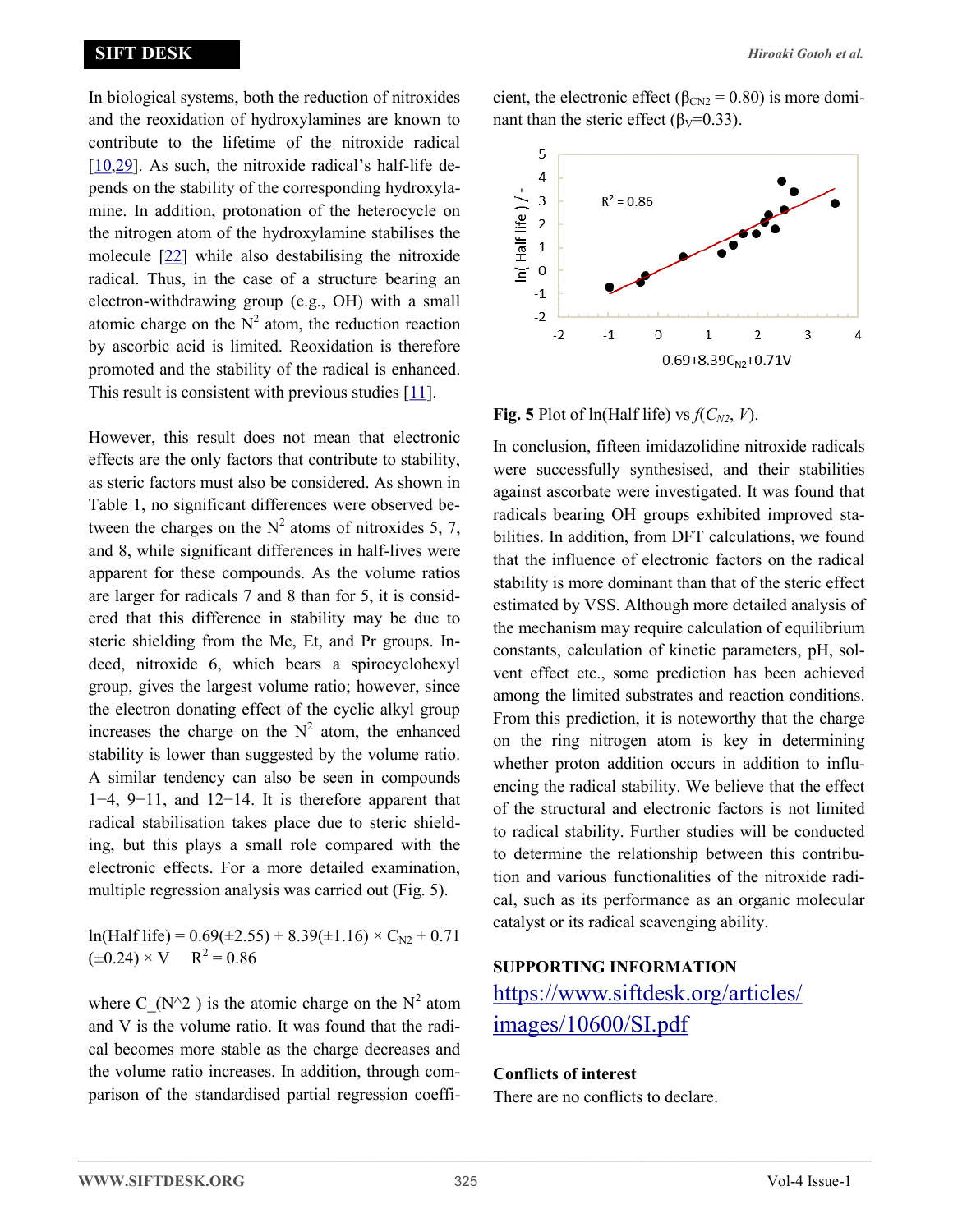In biological systems, both the reduction of nitroxides and the reoxidation of hydroxylamines are known to contribute to the lifetime of the nitroxide radical [10,29]. As such, the nitroxide radical's half-life depends on the stability of the corresponding hydroxylamine. In addition, protonation of the heterocycle on the nitrogen atom of the hydroxylamine stabilises the molecule [22] while also destabilising the nitroxide radical. Thus, in the case of a structure bearing an electron-withdrawing group (e.g., OH) with a small atomic charge on the $N^2$ atom, the reduction reaction by ascorbic acid is limited. Reoxidation is therefore promoted and the stability of the radical is enhanced. This result is consistent with previous studies [11].

However, this result does not mean that electronic effects are the only factors that contribute to stability, as steric factors must also be considered. As shown in Table 1, no significant differences were observed between the charges on the $N^2$ atoms of nitroxides 5, 7, and 8, while significant differences in half-lives were apparent for these compounds. As the volume ratios are larger for radicals 7 and 8 than for 5, it is considered that this difference in stability may be due to steric shielding from the Me, Et, and Pr groups. Indeed, nitroxide 6, which bears a spirocyclohexyl group, gives the largest volume ratio; however, since the electron donating effect of the cyclic alkyl group increases the charge on the $N^2$ atom, the enhanced stability is lower than suggested by the volume ratio. A similar tendency can also be seen in compounds 1−4, 9−11, and 12−14. It is therefore apparent that radical stabilisation takes place due to steric shielding, but this plays a small role compared with the electronic effects. For a more detailed examination, multiple regression analysis was carried out (Fig. 5).

$$\ln(\text{Half life}) = 0.69(\pm 2.55) + 8.39(\pm 1.16) \times C_{N2} + 0.71(\pm 0.24) \times V \quad R^2 = 0.86$$

where C_(N^2 ) is the atomic charge on the $N^2$ atom and V is the volume ratio. It was found that the radical becomes more stable as the charge decreases and the volume ratio increases. In addition, through comparison of the standardised partial regression coefficient, the electronic effect ($\beta_{CN2} = 0.80$) is more dominant than the steric effect ($\beta_V = 0.33$).

**Fig. 5** Plot of ln(Half life) vs $f(C_{N2}, V)$.

In conclusion, fifteen imidazolidine nitroxide radicals were successfully synthesised, and their stabilities against ascorbate were investigated. It was found that radicals bearing OH groups exhibited improved stabilities. In addition, from DFT calculations, we found that the influence of electronic factors on the radical stability is more dominant than that of the steric effect estimated by VSS. Although more detailed analysis of the mechanism may require calculation of equilibrium constants, calculation of kinetic parameters, pH, solvent effect etc., some prediction has been achieved among the limited substrates and reaction conditions. From this prediction, it is noteworthy that the charge on the ring nitrogen atom is key in determining whether proton addition occurs in addition to influencing the radical stability. We believe that the effect of the structural and electronic factors is not limited to radical stability. Further studies will be conducted to determine the relationship between this contribution and various functionalities of the nitroxide radical, such as its performance as an organic molecular catalyst or its radical scavenging ability.

## SUPPORTING INFORMATION

https://www.siftdesk.org/articles/images/10600/SI.pdf

## Conflicts of interest

There are no conflicts to declare.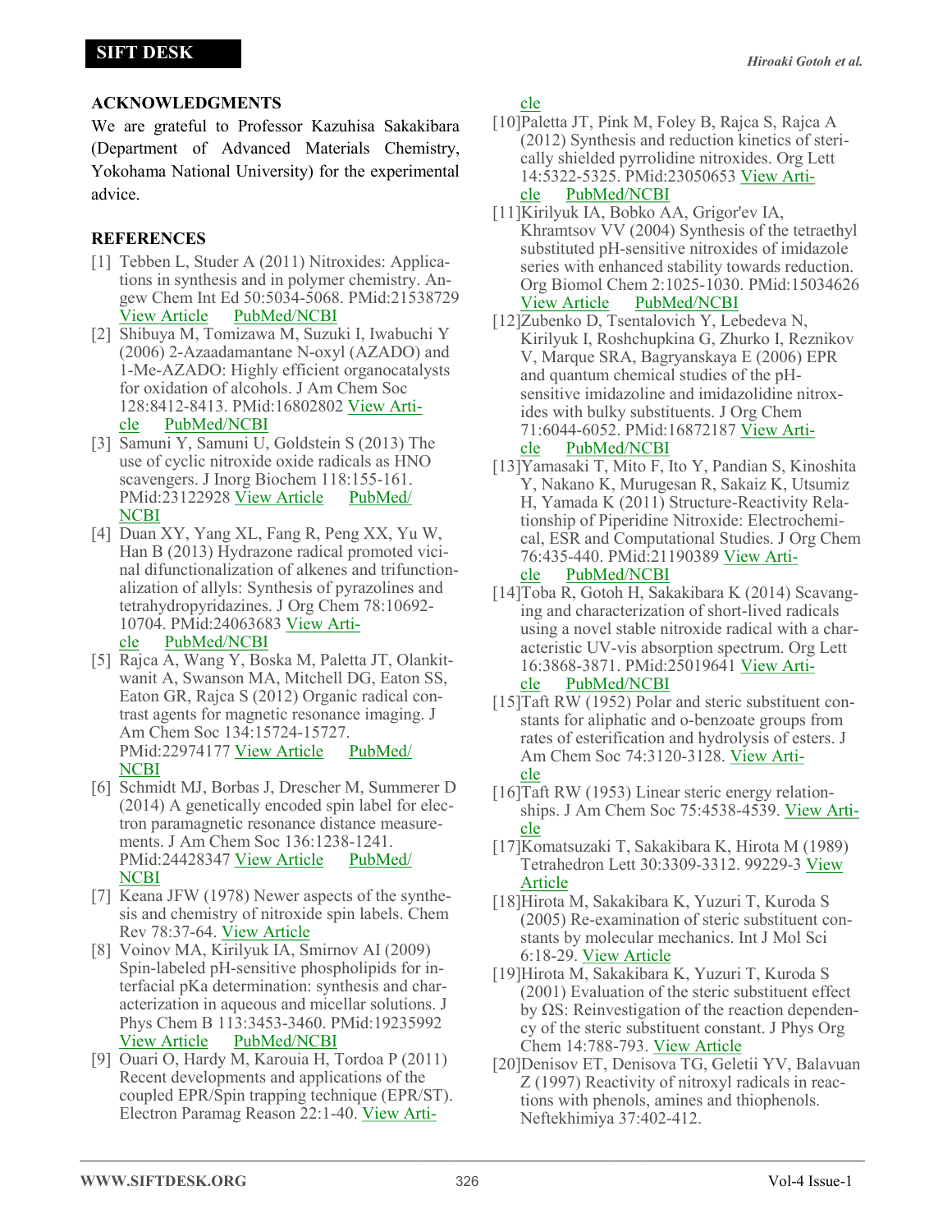## ACKNOWLEDGMENTS

We are grateful to Professor Kazuhisa Sakakibara (Department of Advanced Materials Chemistry, Yokohama National University) for the experimental advice.

## REFERENCES

[1] Tebben L, Studer A (2011) Nitroxides: Applications in synthesis and in polymer chemistry. Angew Chem Int Ed 50:5034-5068. PMid:21538729 View Article PubMed/NCBI

[2] Shibuya M, Tomizawa M, Suzuki I, Iwabuchi Y (2006) 2-Azaadamantane N-oxyl (AZADO) and 1-Me-AZADO: Highly efficient organocatalysts for oxidation of alcohols. J Am Chem Soc 128:8412-8413. PMid:16802802 View Article PubMed/NCBI

[3] Samuni Y, Samuni U, Goldstein S (2013) The use of cyclic nitroxide oxide radicals as HNO scavengers. J Inorg Biochem 118:155-161. PMid:23122928 View Article PubMed/NCBI

[4] Duan XY, Yang XL, Fang R, Peng XX, Yu W, Han B (2013) Hydrazone radical promoted vicinal difunctionalization of alkenes and trifunctionalization of allyls: Synthesis of pyrazolines and tetrahydropyridazines. J Org Chem 78:10692-10704. PMid:24063683 View Article PubMed/NCBI

[5] Rajca A, Wang Y, Boska M, Paletta JT, Olankitwanit A, Swanson MA, Mitchell DG, Eaton SS, Eaton GR, Rajca S (2012) Organic radical contrast agents for magnetic resonance imaging. J Am Chem Soc 134:15724-15727. PMid:22974177 View Article PubMed/NCBI

[6] Schmidt MJ, Borbas J, Drescher M, Summerer D (2014) A genetically encoded spin label for electron paramagnetic resonance distance measurements. J Am Chem Soc 136:1238-1241. PMid:24428347 View Article PubMed/NCBI

[7] Keana JFW (1978) Newer aspects of the synthesis and chemistry of nitroxide spin labels. Chem Rev 78:37-64. View Article

[8] Voinov MA, Kirilyuk IA, Smirnov AI (2009) Spin-labeled pH-sensitive phospholipids for interfacial pKa determination: synthesis and characterization in aqueous and micellar solutions. J Phys Chem B 113:3453-3460. PMid:19235992 View Article PubMed/NCBI

[9] Ouari O, Hardy M, Karouia H, Tordoa P (2011) Recent developments and applications of the coupled EPR/Spin trapping technique (EPR/ST). Electron Paramag Reason 22:1-40. View Article

[10] Paletta JT, Pink M, Foley B, Rajca S, Rajca A (2012) Synthesis and reduction kinetics of sterically shielded pyrrolidine nitroxides. Org Lett 14:5322-5325. PMid:23050653 View Article PubMed/NCBI

[11] Kirilyuk IA, Bobko AA, Grigor'ev IA, Khramtsov VV (2004) Synthesis of the tetraethyl substituted pH-sensitive nitroxides of imidazole series with enhanced stability towards reduction. Org Biomol Chem 2:1025-1030. PMid:15034626 View Article PubMed/NCBI

[12] Zubenko D, Tsentalovich Y, Lebedeva N, Kirilyuk I, Roshchupkina G, Zhurko I, Reznikov V, Marque SRA, Bagryanskaya E (2006) EPR and quantum chemical studies of the pH-sensitive imidazoline and imidazolidine nitroxides with bulky substituents. J Org Chem 71:6044-6052. PMid:16872187 View Article PubMed/NCBI

[13] Yamasaki T, Mito F, Ito Y, Pandian S, Kinoshita Y, Nakano K, Murugesan R, Sakaiz K, Utsumiz H, Yamada K (2011) Structure-Reactivity Relationship of Piperidine Nitroxide: Electrochemical, ESR and Computational Studies. J Org Chem 76:435-440. PMid:21190389 View Article PubMed/NCBI

[14] Toba R, Gotoh H, Sakakibara K (2014) Scavenging and characterization of short-lived radicals using a novel stable nitroxide radical with a characteristic UV-vis absorption spectrum. Org Lett 16:3868-3871. PMid:25019641 View Article PubMed/NCBI

[15] Taft RW (1952) Polar and steric substituent constants for aliphatic and o-benzoate groups from rates of esterification and hydrolysis of esters. J Am Chem Soc 74:3120-3128. View Article

[16] Taft RW (1953) Linear steric energy relationships. J Am Chem Soc 75:4538-4539. View Article

[17] Komatsuzaki T, Sakakibara K, Hirota M (1989) Tetrahedron Lett 30:3309-3312. 99229-3 View Article

[18] Hirota M, Sakakibara K, Yuzuri T, Kuroda S (2005) Re-examination of steric substituent constants by molecular mechanics. Int J Mol Sci 6:18-29. View Article

[19] Hirota M, Sakakibara K, Yuzuri T, Kuroda S (2001) Evaluation of the steric substituent effect by ΩS: Reinvestigation of the reaction dependency of the steric substituent constant. J Phys Org Chem 14:788-793. View Article

[20] Denisov ET, Denisova TG, Geletii YV, Balavuan Z (1997) Reactivity of nitroxyl radicals in reactions with phenols, amines and thiophenols. Neftekhimiya 37:402-412.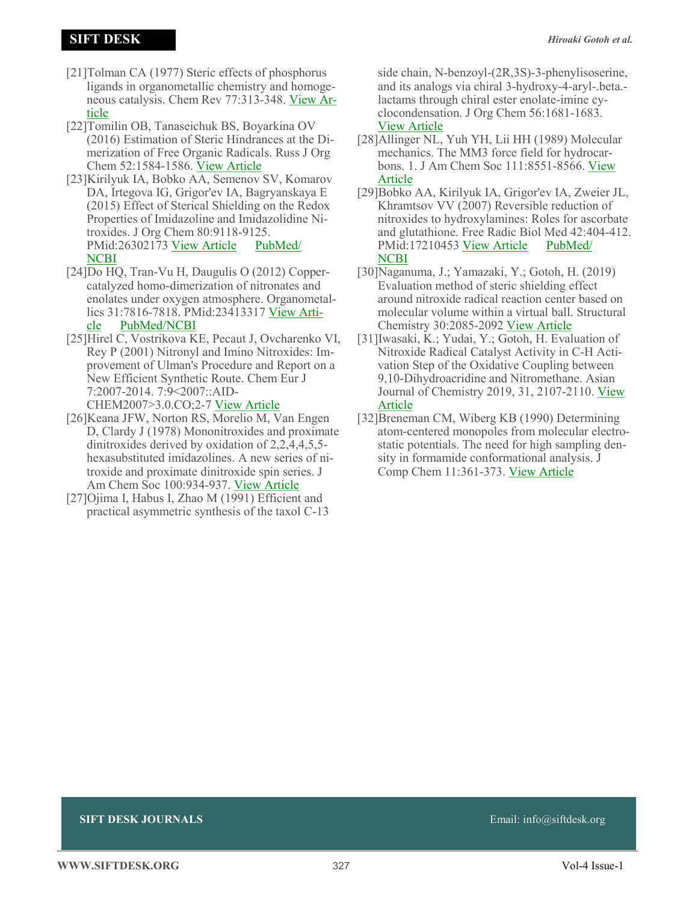[21]Tolman CA (1977) Steric effects of phosphorus ligands in organometallic chemistry and homogeneous catalysis. Chem Rev 77:313-348. View Article

[22]Tomilin OB, Tanaseichuk BS, Boyarkina OV (2016) Estimation of Steric Hindrances at the Dimerization of Free Organic Radicals. Russ J Org Chem 52:1584-1586. View Article

[23]Kirilyuk IA, Bobko AA, Semenov SV, Komarov DA, Irtegova IG, Grigor'ev IA, Bagryanskaya E (2015) Effect of Sterical Shielding on the Redox Properties of Imidazoline and Imidazolidine Nitroxides. J Org Chem 80:9118-9125. PMid:26302173 View Article PubMed/NCBI

[24]Do HQ, Tran-Vu H, Daugulis O (2012) Copper-catalyzed homo-dimerization of nitronates and enolates under oxygen atmosphere. Organometallics 31:7816-7818. PMid:23413317 View Article PubMed/NCBI

[25]Hirel C, Vostrikova KE, Pecaut J, Ovcharenko VI, Rey P (2001) Nitronyl and Imino Nitroxides: Improvement of Ullman's Procedure and Report on a New Efficient Synthetic Route. Chem Eur J 7:2007-2014. 7:9<2007::AID-CHEM2007>3.0.CO;2-7 View Article

[26]Keana JFW, Norton RS, Morelio M, Van Engen D, Clardy J (1978) Mononitroxides and proximate dinitroxides derived by oxidation of 2,2,4,4,5,5-hexasubstituted imidazolines. A new series of nitroxide and proximate dinitroxide spin series. J Am Chem Soc 100:934-937. View Article

[27]Ojima I, Habus I, Zhao M (1991) Efficient and practical asymmetric synthesis of the taxol C-13 side chain, N-benzoyl-(2R,3S)-3-phenylisoserine, and its analogs via chiral 3-hydroxy-4-aryl-.beta.-lactams through chiral ester enolate-imine cyclocondensation. J Org Chem 56:1681-1683. View Article

[28]Allinger NL, Yuh YH, Lii HH (1989) Molecular mechanics. The MM3 force field for hydrocarbons. 1. J Am Chem Soc 111:8551-8566. View Article

[29]Bobko AA, Kirilyuk IA, Grigor'ev IA, Zweier JL, Khramtsov VV (2007) Reversible reduction of nitroxides to hydroxylamines: Roles for ascorbate and glutathione. Free Radic Biol Med 42:404-412. PMid:17210453 View Article PubMed/NCBI

[30]Naganuma, J.; Yamazaki, Y.; Gotoh, H. (2019) Evaluation method of steric shielding effect around nitroxide radical reaction center based on molecular volume within a virtual ball. Structural Chemistry 30:2085-2092 View Article

[31]Iwasaki, K.; Yudai, Y.; Gotoh, H. Evaluation of Nitroxide Radical Catalyst Activity in C-H Activation Step of the Oxidative Coupling between 9,10-Dihydroacridine and Nitromethane. Asian Journal of Chemistry 2019, 31, 2107-2110. View Article

[32]Breneman CM, Wiberg KB (1990) Determining atom-centered monopoles from molecular electrostatic potentials. The need for high sampling density in formamide conformational analysis. J Comp Chem 11:361-373. View Article